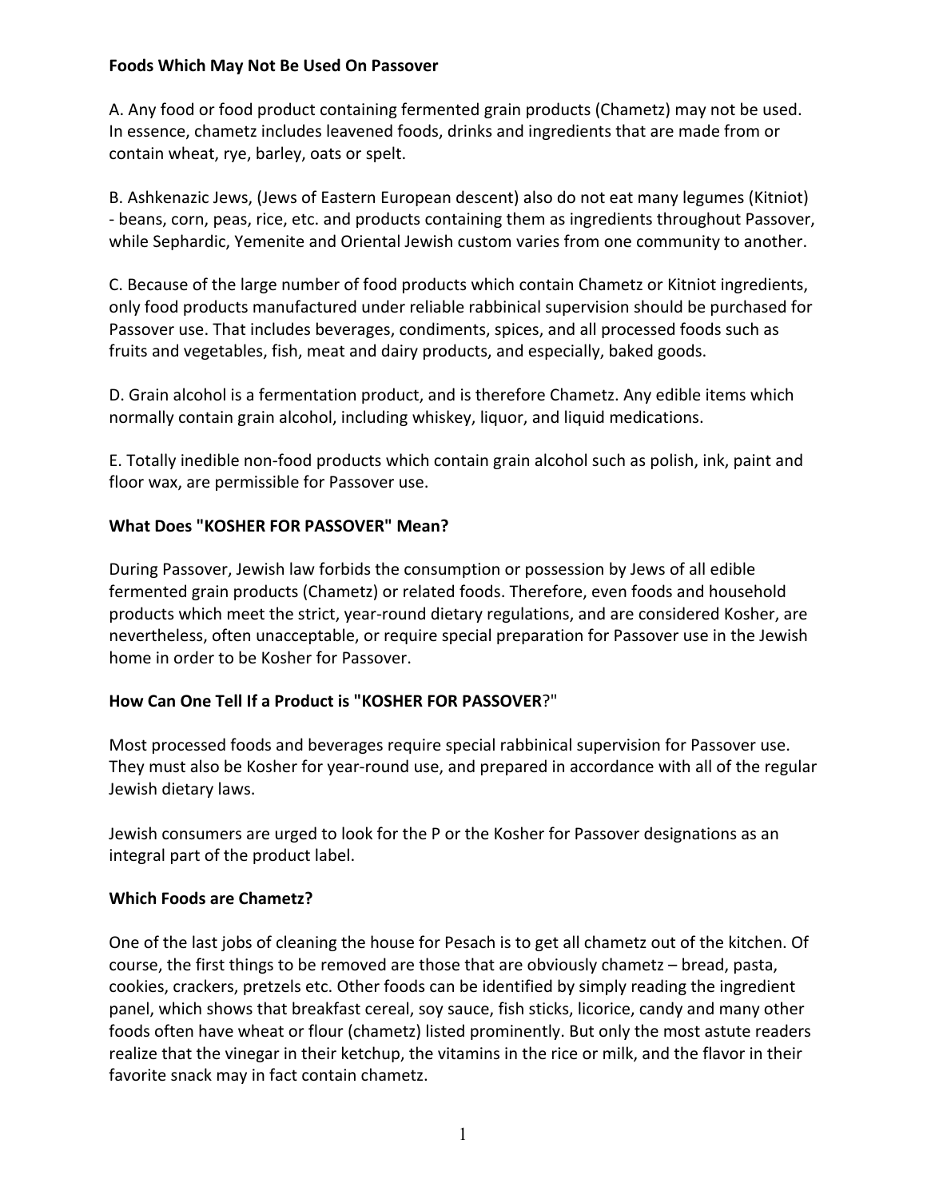**Foods Which May Not Be Used On Passover**

A. Any food or food product containing fermented grain products (Chametz) may not be used. In essence, chametz includes leavened foods, drinks and ingredients that are made from or contain wheat, rye, barley, oats or spelt.

B. Ashkenazic Jews, (Jews of Eastern European descent) also do not eat many legumes (Kitniot) - beans, corn, peas, rice, etc. and products containing them as ingredients throughout Passover, while Sephardic, Yemenite and Oriental Jewish custom varies from one community to another.

C. Because of the large number of food products which contain Chametz or Kitniot ingredients, only food products manufactured under reliable rabbinical supervision should be purchased for Passover use. That includes beverages, condiments, spices, and all processed foods such as fruits and vegetables, fish, meat and dairy products, and especially, baked goods.

D. Grain alcohol is a fermentation product, and is therefore Chametz. Any edible items which normally contain grain alcohol, including whiskey, liquor, and liquid medications.

E. Totally inedible non-food products which contain grain alcohol such as polish, ink, paint and floor wax, are permissible for Passover use.

**What Does "KOSHER FOR PASSOVER" Mean?**

During Passover, Jewish law forbids the consumption or possession by Jews of all edible fermented grain products (Chametz) or related foods. Therefore, even foods and household products which meet the strict, year-round dietary regulations, and are considered Kosher, are nevertheless, often unacceptable, or require special preparation for Passover use in the Jewish home in order to be Kosher for Passover.

**How Can One Tell If a Product is "KOSHER FOR PASSOVER?"**

Most processed foods and beverages require special rabbinical supervision for Passover use. They must also be Kosher for year-round use, and prepared in accordance with all of the regular Jewish dietary laws.

Jewish consumers are urged to look for the P or the Kosher for Passover designations as an integral part of the product label.

**Which Foods are Chametz?**

One of the last jobs of cleaning the house for Pesach is to get all chametz out of the kitchen. Of course, the first things to be removed are those that are obviously chametz – bread, pasta, cookies, crackers, pretzels etc. Other foods can be identified by simply reading the ingredient panel, which shows that breakfast cereal, soy sauce, fish sticks, licorice, candy and many other foods often have wheat or flour (chametz) listed prominently. But only the most astute readers realize that the vinegar in their ketchup, the vitamins in the rice or milk, and the flavor in their favorite snack may in fact contain chametz.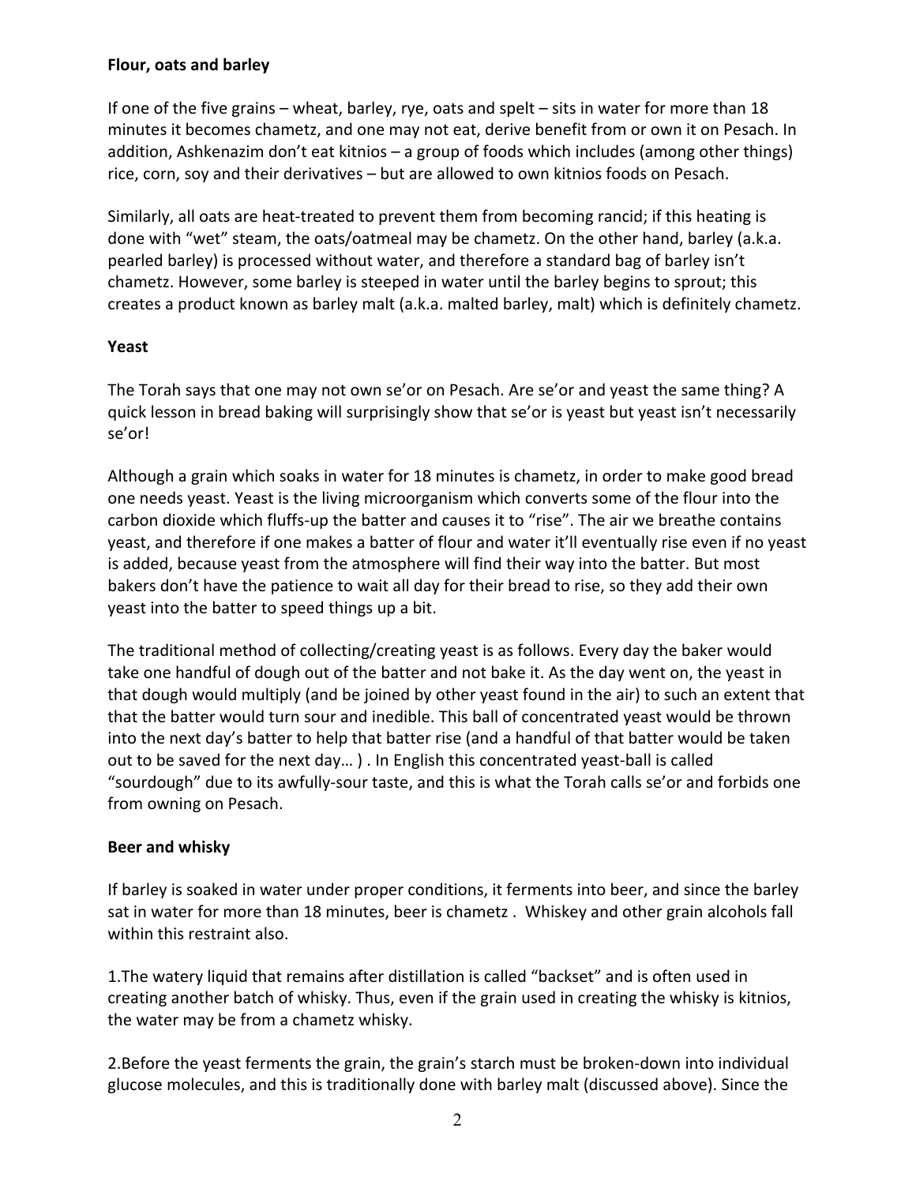**Flour, oats and barley**

If one of the five grains – wheat, barley, rye, oats and spelt – sits in water for more than 18 minutes it becomes chametz, and one may not eat, derive benefit from or own it on Pesach. In addition, Ashkenazim don't eat kitnios – a group of foods which includes (among other things) rice, corn, soy and their derivatives – but are allowed to own kitnios foods on Pesach.

Similarly, all oats are heat-treated to prevent them from becoming rancid; if this heating is done with "wet" steam, the oats/oatmeal may be chametz. On the other hand, barley (a.k.a. pearled barley) is processed without water, and therefore a standard bag of barley isn't chametz. However, some barley is steeped in water until the barley begins to sprout; this creates a product known as barley malt (a.k.a. malted barley, malt) which is definitely chametz.

**Yeast**

The Torah says that one may not own se'or on Pesach. Are se'or and yeast the same thing? A quick lesson in bread baking will surprisingly show that se'or is yeast but yeast isn't necessarily se'or!

Although a grain which soaks in water for 18 minutes is chametz, in order to make good bread one needs yeast. Yeast is the living microorganism which converts some of the flour into the carbon dioxide which fluffs-up the batter and causes it to "rise". The air we breathe contains yeast, and therefore if one makes a batter of flour and water it'll eventually rise even if no yeast is added, because yeast from the atmosphere will find their way into the batter. But most bakers don't have the patience to wait all day for their bread to rise, so they add their own yeast into the batter to speed things up a bit.

The traditional method of collecting/creating yeast is as follows. Every day the baker would take one handful of dough out of the batter and not bake it. As the day went on, the yeast in that dough would multiply (and be joined by other yeast found in the air) to such an extent that that the batter would turn sour and inedible. This ball of concentrated yeast would be thrown into the next day's batter to help that batter rise (and a handful of that batter would be taken out to be saved for the next day… ) . In English this concentrated yeast-ball is called "sourdough" due to its awfully-sour taste, and this is what the Torah calls se'or and forbids one from owning on Pesach.

**Beer and whisky**

If barley is soaked in water under proper conditions, it ferments into beer, and since the barley sat in water for more than 18 minutes, beer is chametz . Whiskey and other grain alcohols fall within this restraint also.

1.The watery liquid that remains after distillation is called "backset" and is often used in creating another batch of whisky. Thus, even if the grain used in creating the whisky is kitnios, the water may be from a chametz whisky.

2.Before the yeast ferments the grain, the grain's starch must be broken-down into individual glucose molecules, and this is traditionally done with barley malt (discussed above). Since the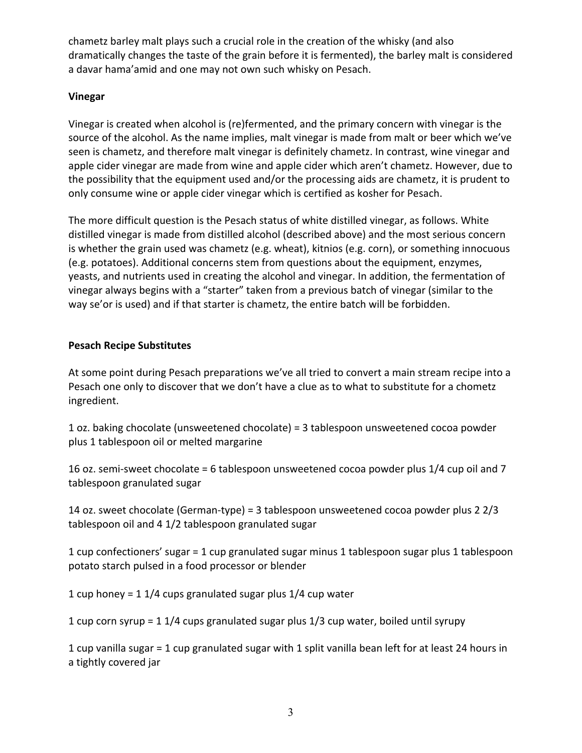chametz barley malt plays such a crucial role in the creation of the whisky (and also dramatically changes the taste of the grain before it is fermented), the barley malt is considered a davar hama'amid and one may not own such whisky on Pesach.

**Vinegar**

Vinegar is created when alcohol is (re)fermented, and the primary concern with vinegar is the source of the alcohol. As the name implies, malt vinegar is made from malt or beer which we've seen is chametz, and therefore malt vinegar is definitely chametz. In contrast, wine vinegar and apple cider vinegar are made from wine and apple cider which aren't chametz. However, due to the possibility that the equipment used and/or the processing aids are chametz, it is prudent to only consume wine or apple cider vinegar which is certified as kosher for Pesach.

The more difficult question is the Pesach status of white distilled vinegar, as follows. White distilled vinegar is made from distilled alcohol (described above) and the most serious concern is whether the grain used was chametz (e.g. wheat), kitnios (e.g. corn), or something innocuous (e.g. potatoes). Additional concerns stem from questions about the equipment, enzymes, yeasts, and nutrients used in creating the alcohol and vinegar. In addition, the fermentation of vinegar always begins with a "starter" taken from a previous batch of vinegar (similar to the way se'or is used) and if that starter is chametz, the entire batch will be forbidden.

**Pesach Recipe Substitutes**

At some point during Pesach preparations we've all tried to convert a main stream recipe into a Pesach one only to discover that we don't have a clue as to what to substitute for a chometz ingredient.

1 oz. baking chocolate (unsweetened chocolate) = 3 tablespoon unsweetened cocoa powder plus 1 tablespoon oil or melted margarine

16 oz. semi-sweet chocolate = 6 tablespoon unsweetened cocoa powder plus 1/4 cup oil and 7 tablespoon granulated sugar

14 oz. sweet chocolate (German-type) = 3 tablespoon unsweetened cocoa powder plus 2 2/3 tablespoon oil and 4 1/2 tablespoon granulated sugar

1 cup confectioners' sugar = 1 cup granulated sugar minus 1 tablespoon sugar plus 1 tablespoon potato starch pulsed in a food processor or blender

1 cup honey = 1 1/4 cups granulated sugar plus 1/4 cup water

1 cup corn syrup = 1 1/4 cups granulated sugar plus 1/3 cup water, boiled until syrupy

1 cup vanilla sugar = 1 cup granulated sugar with 1 split vanilla bean left for at least 24 hours in a tightly covered jar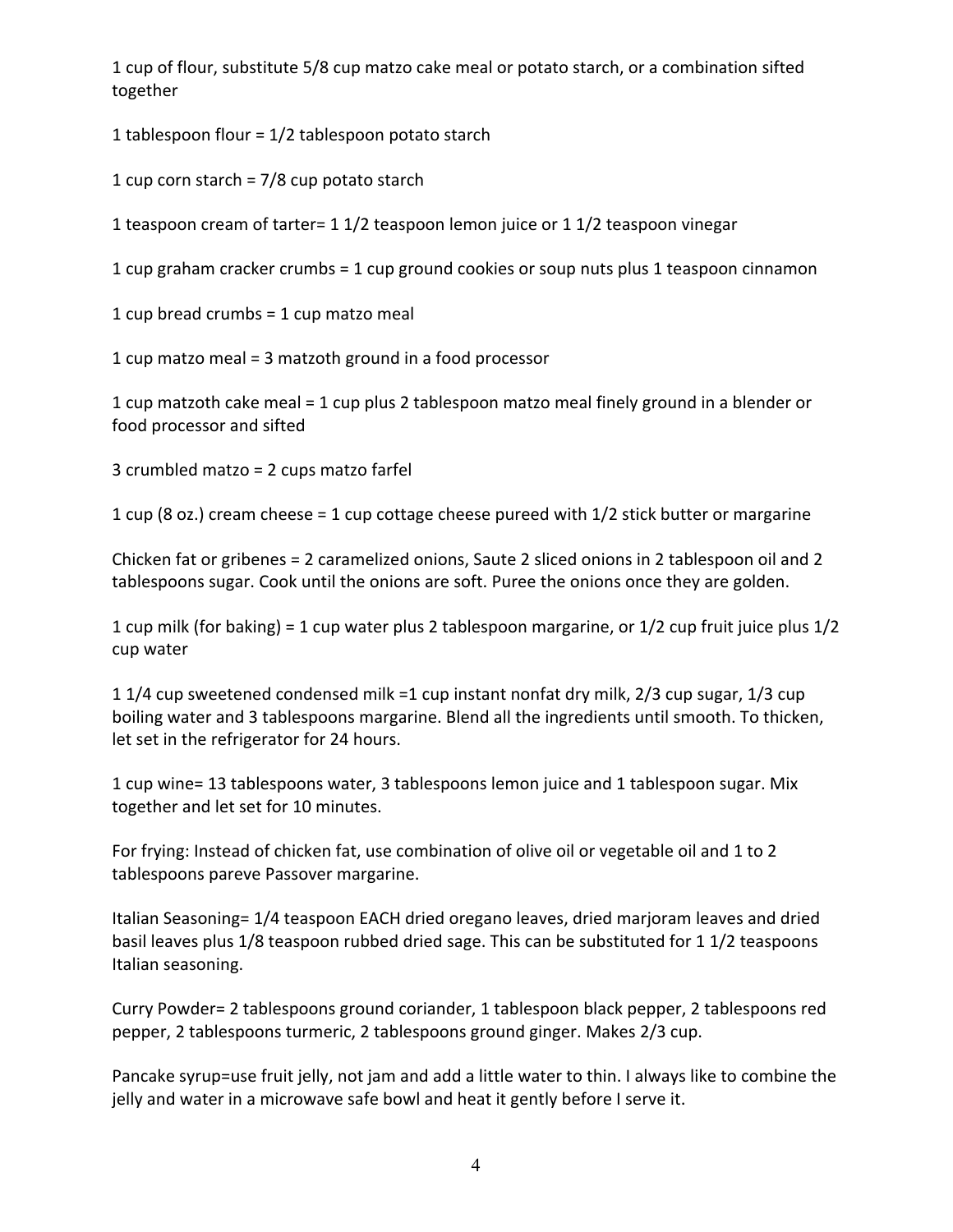1 cup of flour, substitute 5/8 cup matzo cake meal or potato starch, or a combination sifted together

1 tablespoon flour = 1/2 tablespoon potato starch

1 cup corn starch = 7/8 cup potato starch

1 teaspoon cream of tarter= 1 1/2 teaspoon lemon juice or 1 1/2 teaspoon vinegar

1 cup graham cracker crumbs = 1 cup ground cookies or soup nuts plus 1 teaspoon cinnamon

1 cup bread crumbs = 1 cup matzo meal

1 cup matzo meal = 3 matzoth ground in a food processor

1 cup matzoth cake meal = 1 cup plus 2 tablespoon matzo meal finely ground in a blender or food processor and sifted

3 crumbled matzo = 2 cups matzo farfel

1 cup (8 oz.) cream cheese = 1 cup cottage cheese pureed with 1/2 stick butter or margarine

Chicken fat or gribenes = 2 caramelized onions, Saute 2 sliced onions in 2 tablespoon oil and 2 tablespoons sugar. Cook until the onions are soft. Puree the onions once they are golden.

1 cup milk (for baking) = 1 cup water plus 2 tablespoon margarine, or 1/2 cup fruit juice plus 1/2 cup water

1 1/4 cup sweetened condensed milk =1 cup instant nonfat dry milk, 2/3 cup sugar, 1/3 cup boiling water and 3 tablespoons margarine. Blend all the ingredients until smooth. To thicken, let set in the refrigerator for 24 hours.

1 cup wine= 13 tablespoons water, 3 tablespoons lemon juice and 1 tablespoon sugar. Mix together and let set for 10 minutes.

For frying: Instead of chicken fat, use combination of olive oil or vegetable oil and 1 to 2 tablespoons pareve Passover margarine.

Italian Seasoning= 1/4 teaspoon EACH dried oregano leaves, dried marjoram leaves and dried basil leaves plus 1/8 teaspoon rubbed dried sage. This can be substituted for 1 1/2 teaspoons Italian seasoning.

Curry Powder= 2 tablespoons ground coriander, 1 tablespoon black pepper, 2 tablespoons red pepper, 2 tablespoons turmeric, 2 tablespoons ground ginger. Makes 2/3 cup.

Pancake syrup=use fruit jelly, not jam and add a little water to thin. I always like to combine the jelly and water in a microwave safe bowl and heat it gently before I serve it.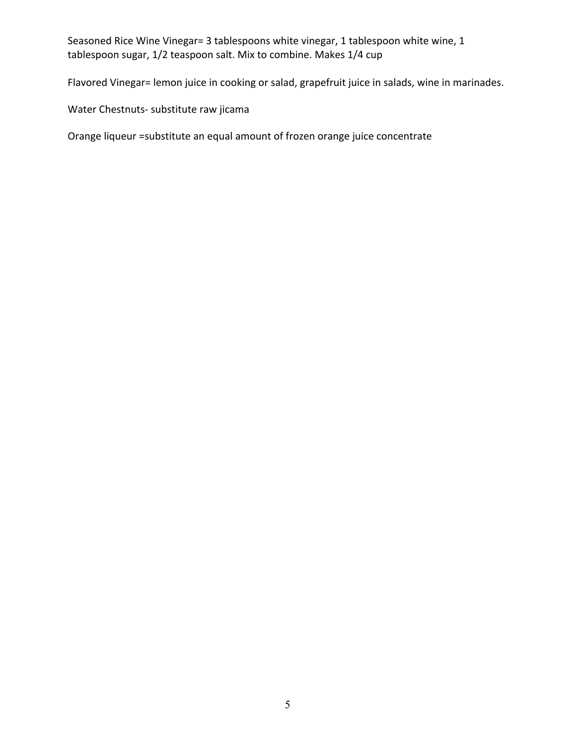Seasoned Rice Wine Vinegar= 3 tablespoons white vinegar, 1 tablespoon white wine, 1 tablespoon sugar, 1/2 teaspoon salt. Mix to combine. Makes 1/4 cup

Flavored Vinegar= lemon juice in cooking or salad, grapefruit juice in salads, wine in marinades.

Water Chestnuts- substitute raw jicama

Orange liqueur =substitute an equal amount of frozen orange juice concentrate